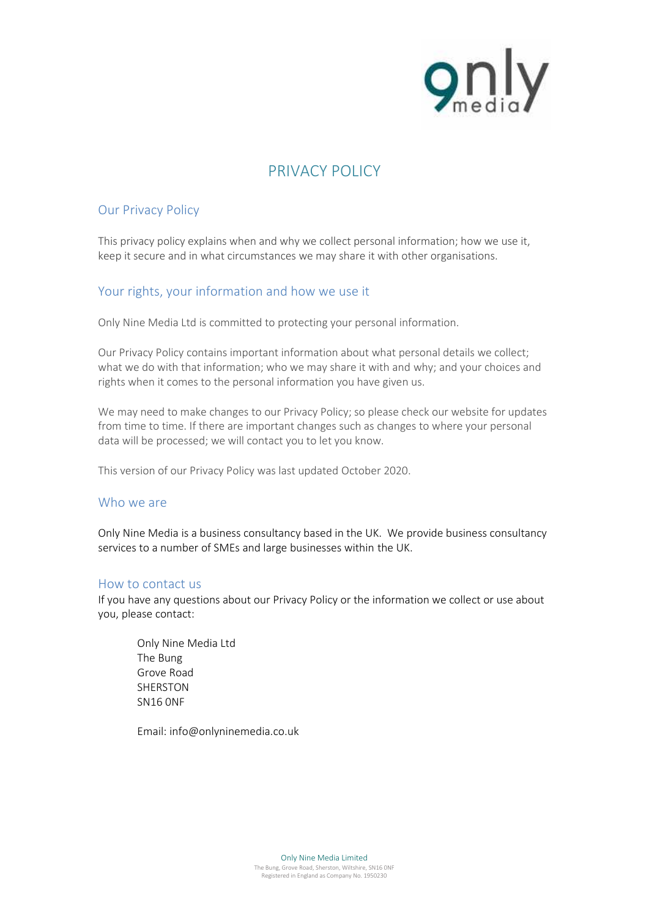# PRIVACY POLICY

## Our Privacy Policy

This privacy policy explains when and why we collect personal information; how we use it, keep it secure and in what circumstances we may share it with other organisations.

## Your rights, your information and how we use it

Only Nine Media Ltd is committed to protecting your personal information.

Our Privacy Policy contains important information about what personal details we collect; what we do with that information; who we may share it with and why; and your choices and rights when it comes to the personal information you have given us.

We may need to make changes to our Privacy Policy; so please check our website for updates from time to time. If there are important changes such as changes to where your personal data will be processed; we will contact you to let you know.

This version of our Privacy Policy was last updated October 2020.

## Who we are

Only Nine Media is a business consultancy based in the UK. We provide business consultancy services to a number of SMEs and large businesses within the UK.

## How to contact us

If you have any questions about our Privacy Policy or the information we collect or use about you, please contact:

Only Nine Media Ltd
The Bung
Grove Road
SHERSTON
SN16 0NF

Email: info@onlyninemedia.co.uk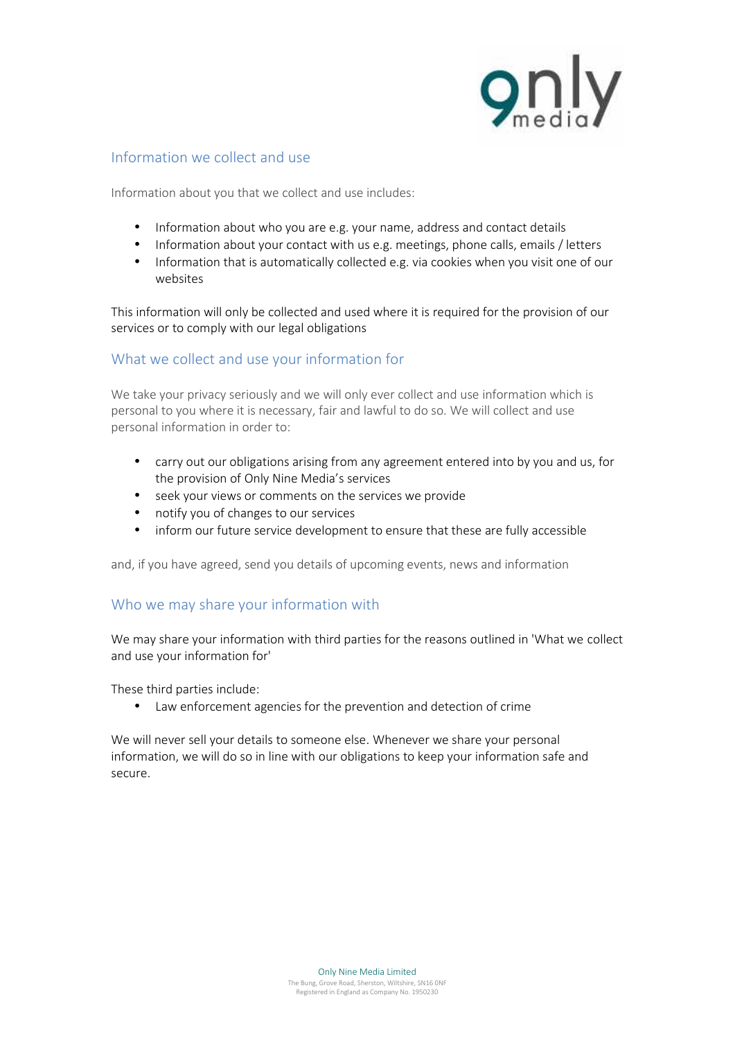## Information we collect and use

Information about you that we collect and use includes:

- Information about who you are e.g. your name, address and contact details
- Information about your contact with us e.g. meetings, phone calls, emails / letters
- Information that is automatically collected e.g. via cookies when you visit one of our websites

This information will only be collected and used where it is required for the provision of our services or to comply with our legal obligations

## What we collect and use your information for

We take your privacy seriously and we will only ever collect and use information which is personal to you where it is necessary, fair and lawful to do so. We will collect and use personal information in order to:

- carry out our obligations arising from any agreement entered into by you and us, for the provision of Only Nine Media's services
- seek your views or comments on the services we provide
- notify you of changes to our services
- inform our future service development to ensure that these are fully accessible

and, if you have agreed, send you details of upcoming events, news and information

## Who we may share your information with

We may share your information with third parties for the reasons outlined in 'What we collect and use your information for'

These third parties include:

- Law enforcement agencies for the prevention and detection of crime

We will never sell your details to someone else. Whenever we share your personal information, we will do so in line with our obligations to keep your information safe and secure.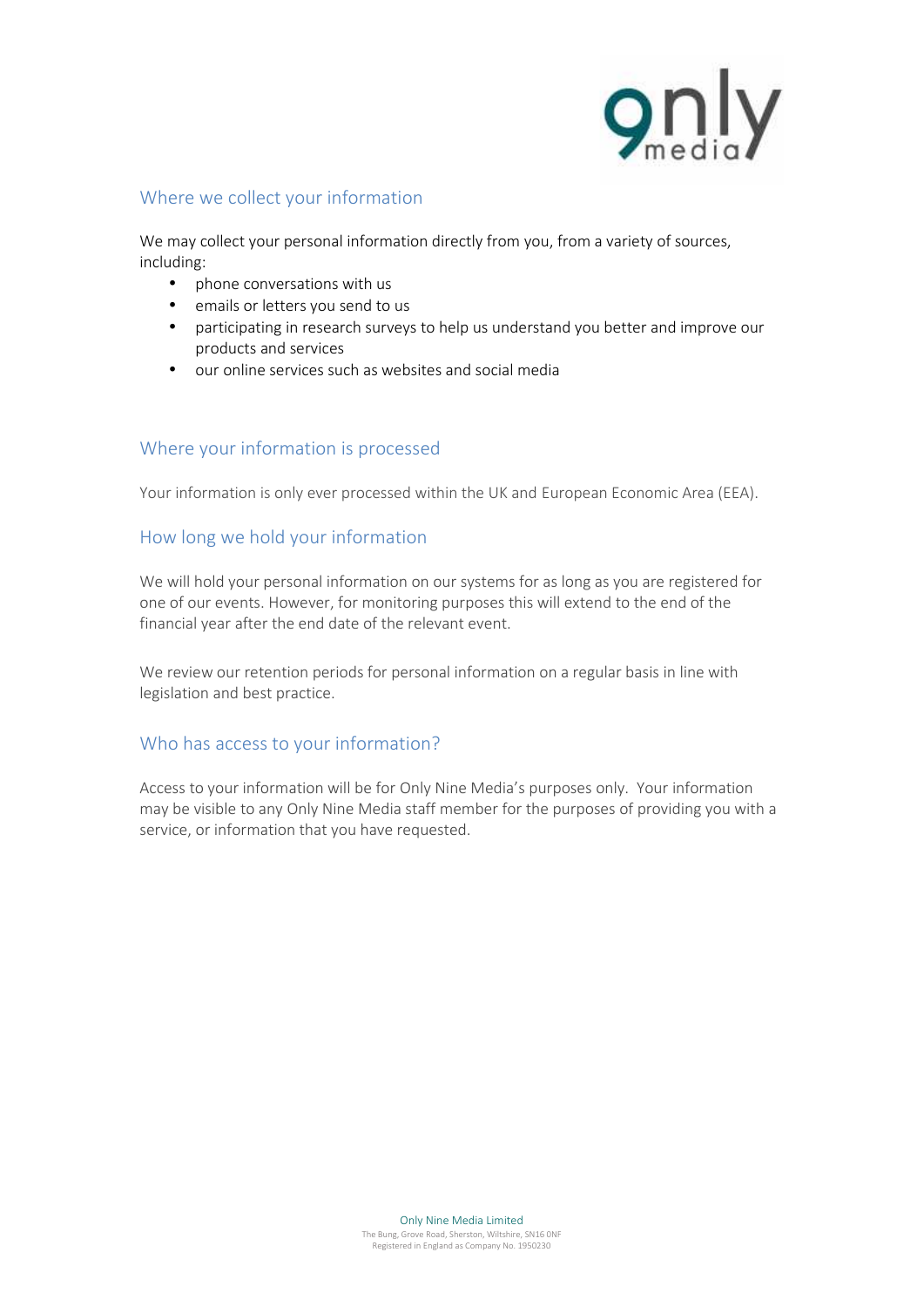## Where we collect your information

We may collect your personal information directly from you, from a variety of sources, including:

- phone conversations with us
- emails or letters you send to us
- participating in research surveys to help us understand you better and improve our products and services
- our online services such as websites and social media

## Where your information is processed

Your information is only ever processed within the UK and European Economic Area (EEA).

## How long we hold your information

We will hold your personal information on our systems for as long as you are registered for one of our events. However, for monitoring purposes this will extend to the end of the financial year after the end date of the relevant event.

We review our retention periods for personal information on a regular basis in line with legislation and best practice.

## Who has access to your information?

Access to your information will be for Only Nine Media's purposes only. Your information may be visible to any Only Nine Media staff member for the purposes of providing you with a service, or information that you have requested.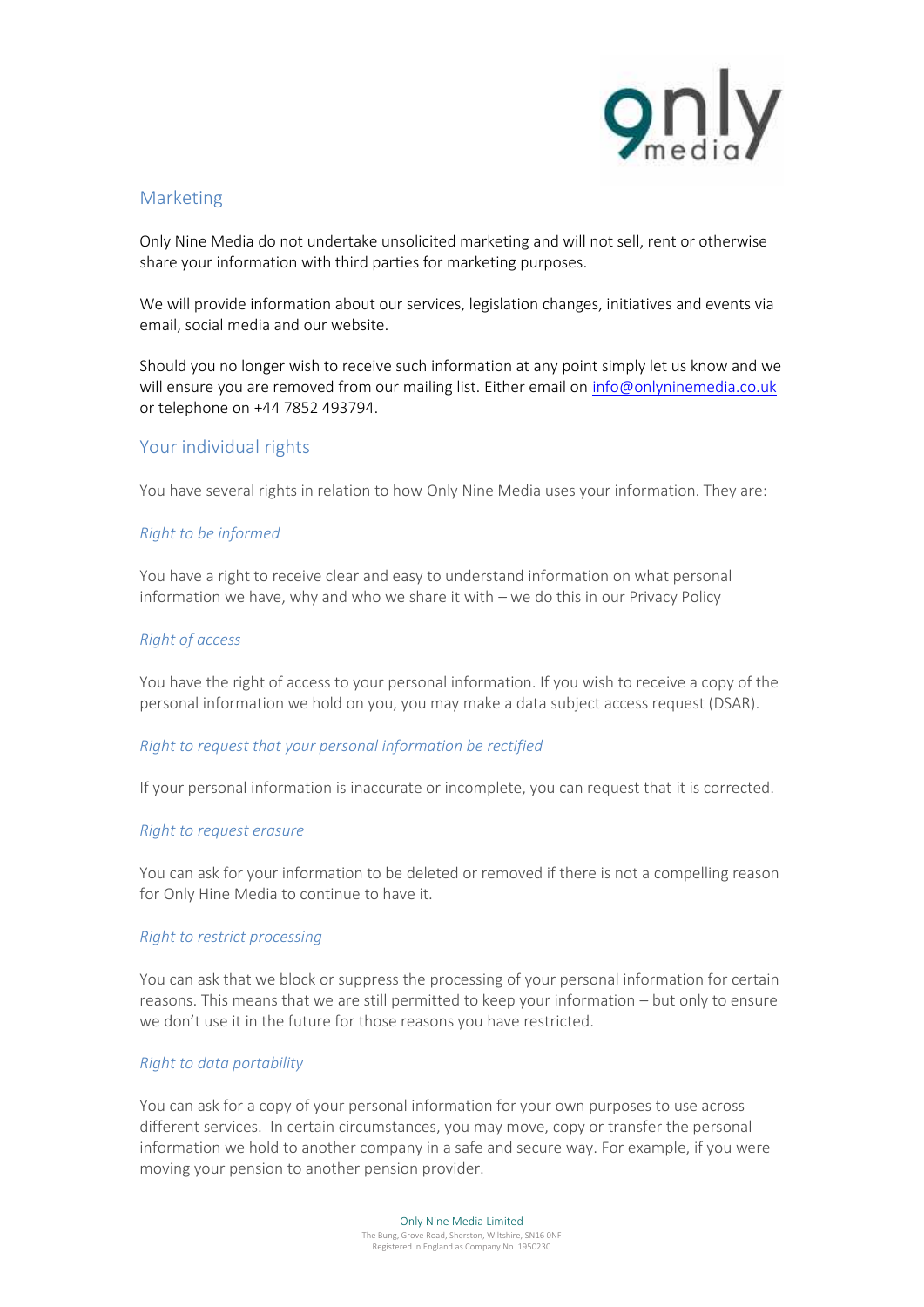## Marketing

Only Nine Media do not undertake unsolicited marketing and will not sell, rent or otherwise share your information with third parties for marketing purposes.

We will provide information about our services, legislation changes, initiatives and events via email, social media and our website.

Should you no longer wish to receive such information at any point simply let us know and we will ensure you are removed from our mailing list. Either email on info@onlyninemedia.co.uk or telephone on +44 7852 493794.

## Your individual rights

You have several rights in relation to how Only Nine Media uses your information. They are:

### *Right to be informed*

You have a right to receive clear and easy to understand information on what personal information we have, why and who we share it with – we do this in our Privacy Policy

### *Right of access*

You have the right of access to your personal information. If you wish to receive a copy of the personal information we hold on you, you may make a data subject access request (DSAR).

### *Right to request that your personal information be rectified*

If your personal information is inaccurate or incomplete, you can request that it is corrected.

### *Right to request erasure*

You can ask for your information to be deleted or removed if there is not a compelling reason for Only Hine Media to continue to have it.

### *Right to restrict processing*

You can ask that we block or suppress the processing of your personal information for certain reasons. This means that we are still permitted to keep your information – but only to ensure we don't use it in the future for those reasons you have restricted.

### *Right to data portability*

You can ask for a copy of your personal information for your own purposes to use across different services. In certain circumstances, you may move, copy or transfer the personal information we hold to another company in a safe and secure way. For example, if you were moving your pension to another pension provider.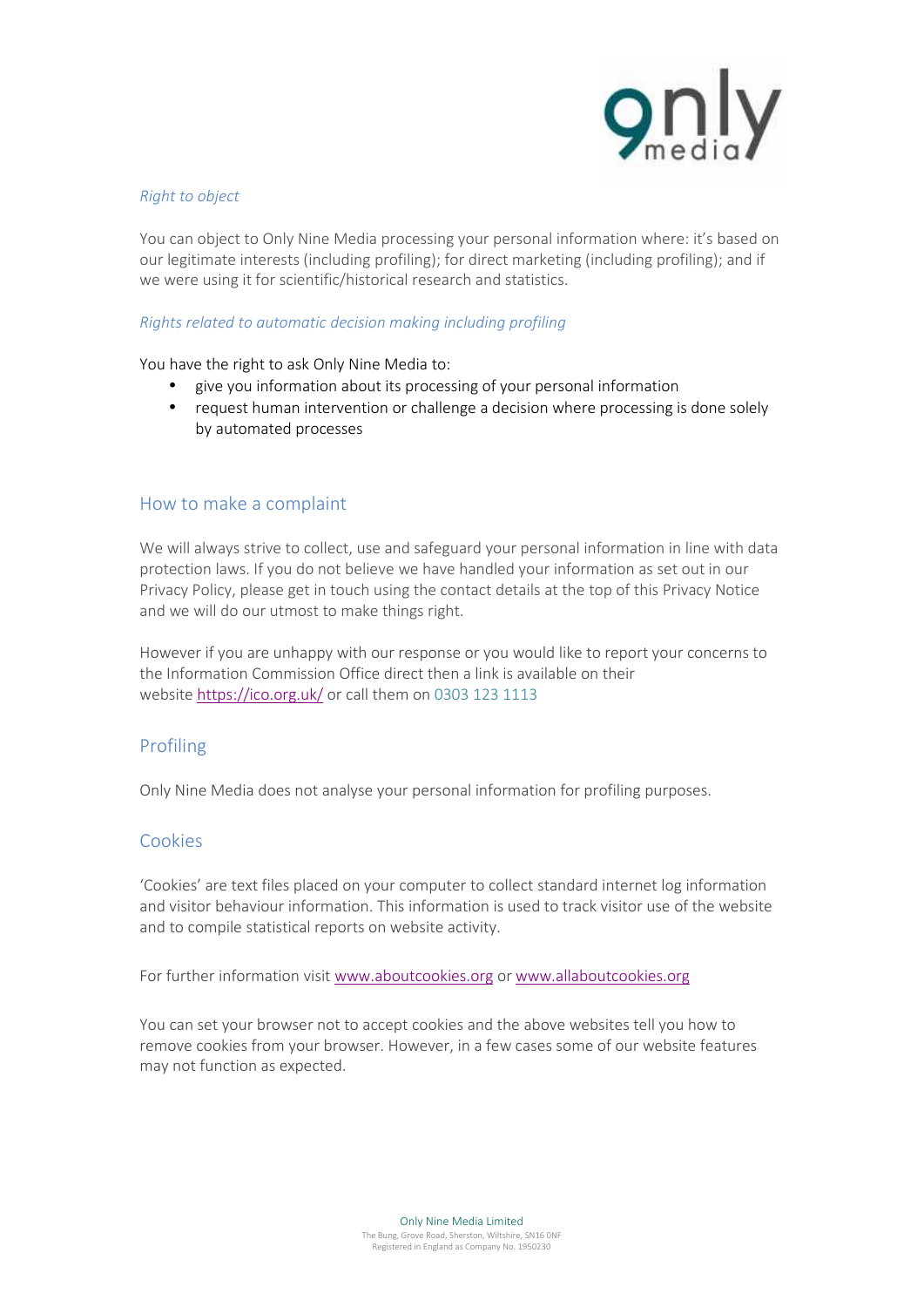*Right to object*

You can object to Only Nine Media processing your personal information where: it's based on our legitimate interests (including profiling); for direct marketing (including profiling); and if we were using it for scientific/historical research and statistics.

*Rights related to automatic decision making including profiling*

You have the right to ask Only Nine Media to:

- give you information about its processing of your personal information
- request human intervention or challenge a decision where processing is done solely by automated processes

## How to make a complaint

We will always strive to collect, use and safeguard your personal information in line with data protection laws. If you do not believe we have handled your information as set out in our Privacy Policy, please get in touch using the contact details at the top of this Privacy Notice and we will do our utmost to make things right.

However if you are unhappy with our response or you would like to report your concerns to the Information Commission Office direct then a link is available on their website https://ico.org.uk/ or call them on 0303 123 1113

## Profiling

Only Nine Media does not analyse your personal information for profiling purposes.

## Cookies

'Cookies' are text files placed on your computer to collect standard internet log information and visitor behaviour information. This information is used to track visitor use of the website and to compile statistical reports on website activity.

For further information visit www.aboutcookies.org or www.allaboutcookies.org

You can set your browser not to accept cookies and the above websites tell you how to remove cookies from your browser. However, in a few cases some of our website features may not function as expected.